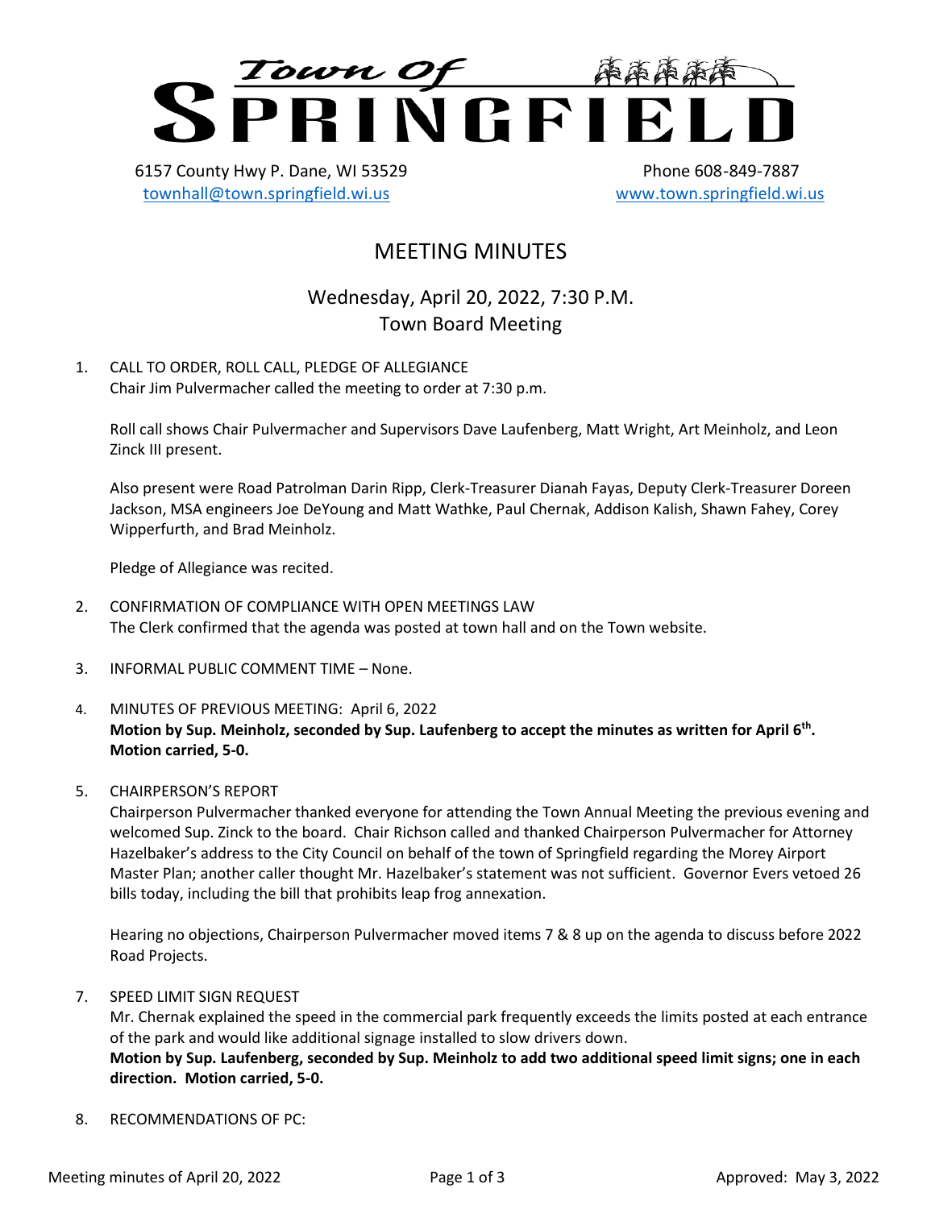# Town Of SPRINGFIELD

6157 County Hwy P. Dane, WI 53529
townhall@town.springfield.wi.us

Phone 608-849-7887
www.town.springfield.wi.us

## MEETING MINUTES

### Wednesday, April 20, 2022, 7:30 P.M.
### Town Board Meeting

1. CALL TO ORDER, ROLL CALL, PLEDGE OF ALLEGIANCE
   Chair Jim Pulvermacher called the meeting to order at 7:30 p.m.

   Roll call shows Chair Pulvermacher and Supervisors Dave Laufenberg, Matt Wright, Art Meinholz, and Leon Zinck III present.

   Also present were Road Patrolman Darin Ripp, Clerk-Treasurer Dianah Fayas, Deputy Clerk-Treasurer Doreen Jackson, MSA engineers Joe DeYoung and Matt Wathke, Paul Chernak, Addison Kalish, Shawn Fahey, Corey Wipperfurth, and Brad Meinholz.

   Pledge of Allegiance was recited.

2. CONFIRMATION OF COMPLIANCE WITH OPEN MEETINGS LAW
   The Clerk confirmed that the agenda was posted at town hall and on the Town website.

3. INFORMAL PUBLIC COMMENT TIME – None.

4. MINUTES OF PREVIOUS MEETING: April 6, 2022
   **Motion by Sup. Meinholz, seconded by Sup. Laufenberg to accept the minutes as written for April 6th. Motion carried, 5-0.**

5. CHAIRPERSON'S REPORT
   Chairperson Pulvermacher thanked everyone for attending the Town Annual Meeting the previous evening and welcomed Sup. Zinck to the board. Chair Richson called and thanked Chairperson Pulvermacher for Attorney Hazelbaker's address to the City Council on behalf of the town of Springfield regarding the Morey Airport Master Plan; another caller thought Mr. Hazelbaker's statement was not sufficient. Governor Evers vetoed 26 bills today, including the bill that prohibits leap frog annexation.

   Hearing no objections, Chairperson Pulvermacher moved items 7 & 8 up on the agenda to discuss before 2022 Road Projects.

7. SPEED LIMIT SIGN REQUEST
   Mr. Chernak explained the speed in the commercial park frequently exceeds the limits posted at each entrance of the park and would like additional signage installed to slow drivers down.
   **Motion by Sup. Laufenberg, seconded by Sup. Meinholz to add two additional speed limit signs; one in each direction. Motion carried, 5-0.**

8. RECOMMENDATIONS OF PC: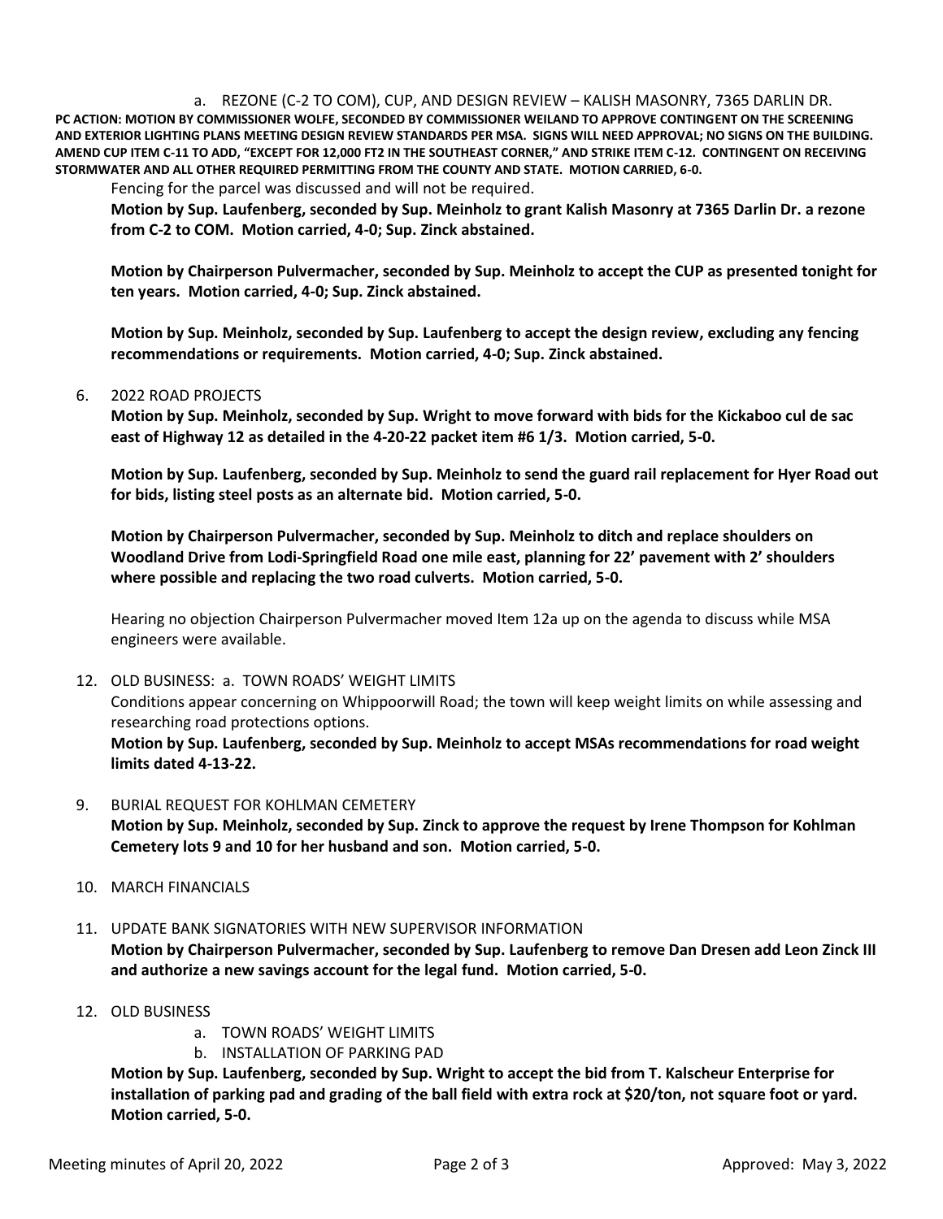a. REZONE (C-2 TO COM), CUP, AND DESIGN REVIEW – KALISH MASONRY, 7365 DARLIN DR.

**PC ACTION: MOTION BY COMMISSIONER WOLFE, SECONDED BY COMMISSIONER WEILAND TO APPROVE CONTINGENT ON THE SCREENING AND EXTERIOR LIGHTING PLANS MEETING DESIGN REVIEW STANDARDS PER MSA. SIGNS WILL NEED APPROVAL; NO SIGNS ON THE BUILDING. AMEND CUP ITEM C-11 TO ADD, "EXCEPT FOR 12,000 FT2 IN THE SOUTHEAST CORNER," AND STRIKE ITEM C-12. CONTINGENT ON RECEIVING STORMWATER AND ALL OTHER REQUIRED PERMITTING FROM THE COUNTY AND STATE. MOTION CARRIED, 6-0.**

Fencing for the parcel was discussed and will not be required.

**Motion by Sup. Laufenberg, seconded by Sup. Meinholz to grant Kalish Masonry at 7365 Darlin Dr. a rezone from C-2 to COM. Motion carried, 4-0; Sup. Zinck abstained.**

**Motion by Chairperson Pulvermacher, seconded by Sup. Meinholz to accept the CUP as presented tonight for ten years. Motion carried, 4-0; Sup. Zinck abstained.**

**Motion by Sup. Meinholz, seconded by Sup. Laufenberg to accept the design review, excluding any fencing recommendations or requirements. Motion carried, 4-0; Sup. Zinck abstained.**

6. 2022 ROAD PROJECTS

**Motion by Sup. Meinholz, seconded by Sup. Wright to move forward with bids for the Kickaboo cul de sac east of Highway 12 as detailed in the 4-20-22 packet item #6 1/3. Motion carried, 5-0.**

**Motion by Sup. Laufenberg, seconded by Sup. Meinholz to send the guard rail replacement for Hyer Road out for bids, listing steel posts as an alternate bid. Motion carried, 5-0.**

**Motion by Chairperson Pulvermacher, seconded by Sup. Meinholz to ditch and replace shoulders on Woodland Drive from Lodi-Springfield Road one mile east, planning for 22' pavement with 2' shoulders where possible and replacing the two road culverts. Motion carried, 5-0.**

Hearing no objection Chairperson Pulvermacher moved Item 12a up on the agenda to discuss while MSA engineers were available.

12. OLD BUSINESS: a. TOWN ROADS' WEIGHT LIMITS

Conditions appear concerning on Whippoorwill Road; the town will keep weight limits on while assessing and researching road protections options.

**Motion by Sup. Laufenberg, seconded by Sup. Meinholz to accept MSAs recommendations for road weight limits dated 4-13-22.**

9. BURIAL REQUEST FOR KOHLMAN CEMETERY

**Motion by Sup. Meinholz, seconded by Sup. Zinck to approve the request by Irene Thompson for Kohlman Cemetery lots 9 and 10 for her husband and son. Motion carried, 5-0.**

10. MARCH FINANCIALS

11. UPDATE BANK SIGNATORIES WITH NEW SUPERVISOR INFORMATION

**Motion by Chairperson Pulvermacher, seconded by Sup. Laufenberg to remove Dan Dresen add Leon Zinck III and authorize a new savings account for the legal fund. Motion carried, 5-0.**

12. OLD BUSINESS
    a. TOWN ROADS' WEIGHT LIMITS
    b. INSTALLATION OF PARKING PAD

**Motion by Sup. Laufenberg, seconded by Sup. Wright to accept the bid from T. Kalscheur Enterprise for installation of parking pad and grading of the ball field with extra rock at $20/ton, not square foot or yard. Motion carried, 5-0.**

Meeting minutes of April 20, 2022 — Approved: May 3, 2022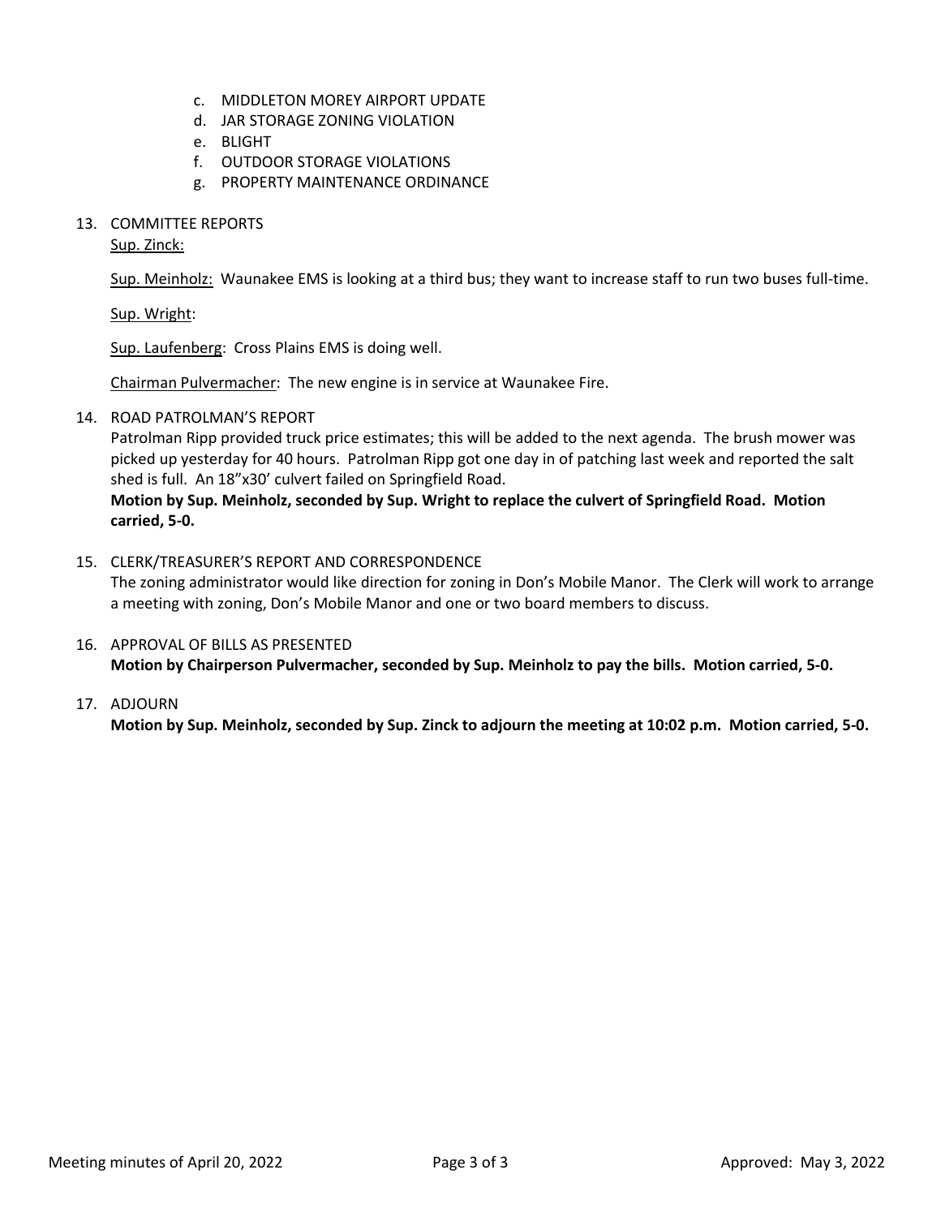c. MIDDLETON MOREY AIRPORT UPDATE
d. JAR STORAGE ZONING VIOLATION
e. BLIGHT
f. OUTDOOR STORAGE VIOLATIONS
g. PROPERTY MAINTENANCE ORDINANCE

13. COMMITTEE REPORTS

    Sup. Zinck:

    Sup. Meinholz: Waunakee EMS is looking at a third bus; they want to increase staff to run two buses full-time.

    Sup. Wright:

    Sup. Laufenberg: Cross Plains EMS is doing well.

    Chairman Pulvermacher: The new engine is in service at Waunakee Fire.

14. ROAD PATROLMAN'S REPORT

    Patrolman Ripp provided truck price estimates; this will be added to the next agenda. The brush mower was picked up yesterday for 40 hours. Patrolman Ripp got one day in of patching last week and reported the salt shed is full. An 18"x30' culvert failed on Springfield Road.

    **Motion by Sup. Meinholz, seconded by Sup. Wright to replace the culvert of Springfield Road. Motion carried, 5-0.**

15. CLERK/TREASURER'S REPORT AND CORRESPONDENCE

    The zoning administrator would like direction for zoning in Don's Mobile Manor. The Clerk will work to arrange a meeting with zoning, Don's Mobile Manor and one or two board members to discuss.

16. APPROVAL OF BILLS AS PRESENTED

    **Motion by Chairperson Pulvermacher, seconded by Sup. Meinholz to pay the bills. Motion carried, 5-0.**

17. ADJOURN

    **Motion by Sup. Meinholz, seconded by Sup. Zinck to adjourn the meeting at 10:02 p.m. Motion carried, 5-0.**

Meeting minutes of April 20, 2022 Approved: May 3, 2022